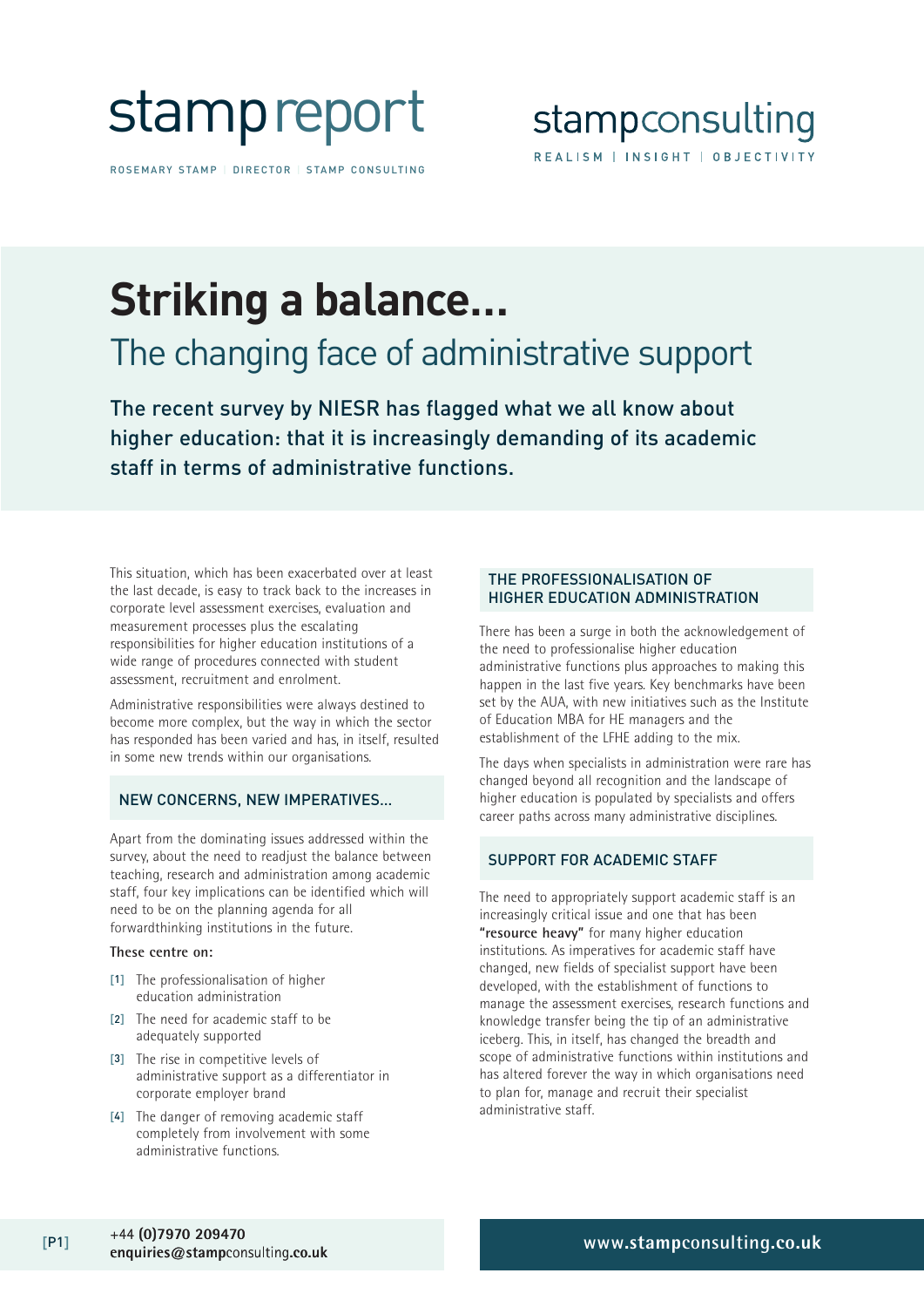stamp report

ROSEMARY STAMP | DIRECTOR | STAMP CONSULTING

stampconsulting

REALISM | INSIGHT | OBJECTIVITY

# Striking a balance...

## The changing face of administrative support

The recent survey by NIESR has flagged what we all know about higher education: that it is increasingly demanding of its academic staff in terms of administrative functions.

This situation, which has been exacerbated over at least the last decade, is easy to track back to the increases in corporate level assessment exercises, evaluation and measurement processes plus the escalating responsibilities for higher education institutions of a wide range of procedures connected with student assessment, recruitment and enrolment.

Administrative responsibilities were always destined to become more complex, but the way in which the sector has responded has been varied and has, in itself, resulted in some new trends within our organisations.

### NEW CONCERNS, NEW IMPERATIVES...

Apart from the dominating issues addressed within the survey, about the need to readjust the balance between teaching, research and administration among academic staff, four key implications can be identified which will need to be on the planning agenda for all forwardthinking institutions in the future.

**These centre on:**

[1] The professionalisation of higher education administration

[2] The need for academic staff to be adequately supported

[3] The rise in competitive levels of administrative support as a differentiator in corporate employer brand

[4] The danger of removing academic staff completely from involvement with some administrative functions.

### THE PROFESSIONALISATION OF HIGHER EDUCATION ADMINISTRATION

There has been a surge in both the acknowledgement of the need to professionalise higher education administrative functions plus approaches to making this happen in the last five years. Key benchmarks have been set by the AUA, with new initiatives such as the Institute of Education MBA for HE managers and the establishment of the LFHE adding to the mix.

The days when specialists in administration were rare has changed beyond all recognition and the landscape of higher education is populated by specialists and offers career paths across many administrative disciplines.

### SUPPORT FOR ACADEMIC STAFF

The need to appropriately support academic staff is an increasingly critical issue and one that has been **"resource heavy"** for many higher education institutions. As imperatives for academic staff have changed, new fields of specialist support have been developed, with the establishment of functions to manage the assessment exercises, research functions and knowledge transfer being the tip of an administrative iceberg. This, in itself, has changed the breadth and scope of administrative functions within institutions and has altered forever the way in which organisations need to plan for, manage and recruit their specialist administrative staff.

+44 (0)7970 209470
enquiries@stampconsulting.co.uk

www.stampconsulting.co.uk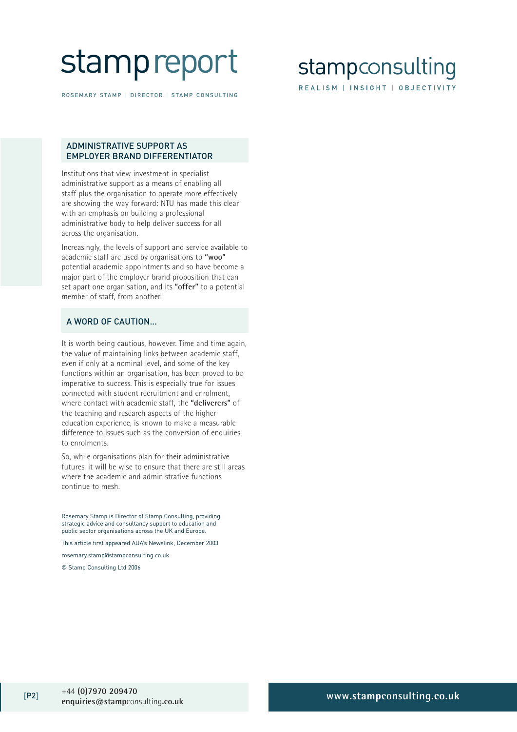## ADMINISTRATIVE SUPPORT AS EMPLOYER BRAND DIFFERENTIATOR

Institutions that view investment in specialist administrative support as a means of enabling all staff plus the organisation to operate more effectively are showing the way forward: NTU has made this clear with an emphasis on building a professional administrative body to help deliver success for all across the organisation.

Increasingly, the levels of support and service available to academic staff are used by organisations to **"woo"** potential academic appointments and so have become a major part of the employer brand proposition that can set apart one organisation, and its **"offer"** to a potential member of staff, from another.

## A WORD OF CAUTION...

It is worth being cautious, however. Time and time again, the value of maintaining links between academic staff, even if only at a nominal level, and some of the key functions within an organisation, has been proved to be imperative to success. This is especially true for issues connected with student recruitment and enrolment, where contact with academic staff, the **"deliverers"** of the teaching and research aspects of the higher education experience, is known to make a measurable difference to issues such as the conversion of enquiries to enrolments.

So, while organisations plan for their administrative futures, it will be wise to ensure that there are still areas where the academic and administrative functions continue to mesh.

Rosemary Stamp is Director of Stamp Consulting, providing strategic advice and consultancy support to education and public sector organisations across the UK and Europe.

This article first appeared AUA's Newslink, December 2003

rosemary.stamp@stampconsulting.co.uk

© Stamp Consulting Ltd 2006

+44 (0)7970 209470
enquiries@stampconsulting.co.uk

www.stampconsulting.co.uk